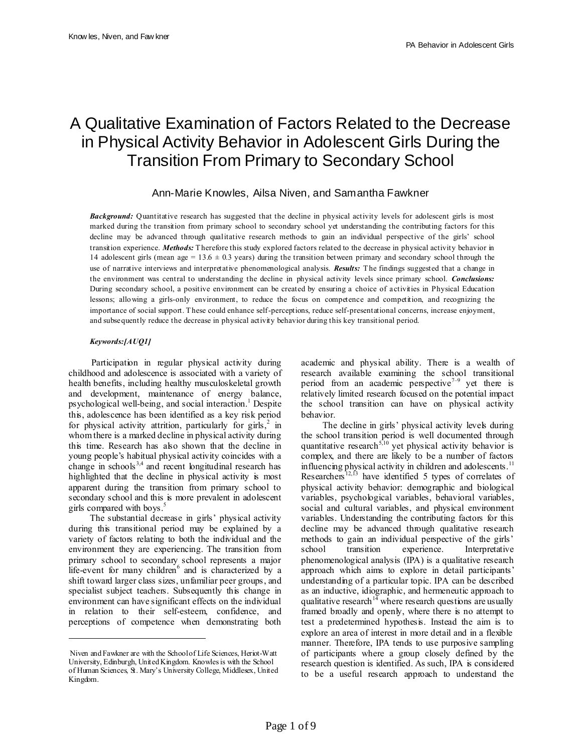# A Qualitative Examination of Factors Related to the Decrease in Physical Activity Behavior in Adolescent Girls During the Transition From Primary to Secondary School

Ann-Marie Knowles, Ailsa Niven, and Samantha Fawkner

***Background:*** Quantitative research has suggested that the decline in physical activity levels for adolescent girls is most marked during the transition from primary school to secondary school yet understanding the contributing factors for this decline may be advanced through qualitative research methods to gain an individual perspective of the girls' school transition experience. ***Methods:*** Therefore this study explored factors related to the decrease in physical activity behavior in 14 adolescent girls (mean age = 13.6 ± 0.3 years) during the transition between primary and secondary school through the use of narrative interviews and interpretative phenomenological analysis. ***Results:*** The findings suggested that a change in the environment was central to understanding the decline in physical activity levels since primary school. ***Conclusions:*** During secondary school, a positive environment can be created by ensuring a choice of activities in Physical Education lessons; allowing a girls-only environment, to reduce the focus on competence and competition, and recognizing the importance of social support. These could enhance self-perceptions, reduce self-presentational concerns, increase enjoyment, and subsequently reduce the decrease in physical activity behavior during this key transitional period.

***Keywords:[AUQ1]***

Participation in regular physical activity during childhood and adolescence is associated with a variety of health benefits, including healthy musculoskeletal growth and development, maintenance of energy balance, psychological well-being, and social interaction.[1] Despite this, adolescence has been identified as a key risk period for physical activity attrition, particularly for girls,[2] in whom there is a marked decline in physical activity during this time. Research has also shown that the decline in young people's habitual physical activity coincides with a change in schools[3,4] and recent longitudinal research has highlighted that the decline in physical activity is most apparent during the transition from primary school to secondary school and this is more prevalent in adolescent girls compared with boys.[5]

The substantial decrease in girls' physical activity during this transitional period may be explained by a variety of factors relating to both the individual and the environment they are experiencing. The transition from primary school to secondary school represents a major life-event for many children[6] and is characterized by a shift toward larger class sizes, unfamiliar peer groups, and specialist subject teachers. Subsequently this change in environment can have significant effects on the individual in relation to their self-esteem, confidence, and perceptions of competence when demonstrating both academic and physical ability. There is a wealth of research available examining the school transitional period from an academic perspective[7–9] yet there is relatively limited research focused on the potential impact the school transition can have on physical activity behavior.

The decline in girls' physical activity levels during the school transition period is well documented through quantitative research[5,10] yet physical activity behavior is complex, and there are likely to be a number of factors influencing physical activity in children and adolescents.[11] Researchers[12,13] have identified 5 types of correlates of physical activity behavior: demographic and biological variables, psychological variables, behavioral variables, social and cultural variables, and physical environment variables. Understanding the contributing factors for this decline may be advanced through qualitative research methods to gain an individual perspective of the girls' school transition experience. Interpretative phenomenological analysis (IPA) is a qualitative research approach which aims to explore in detail participants' understanding of a particular topic. IPA can be described as an inductive, idiographic, and hermeneutic approach to qualitative research[14] where research questions are usually framed broadly and openly, where there is no attempt to test a predetermined hypothesis. Instead the aim is to explore an area of interest in more detail and in a flexible manner. Therefore, IPA tends to use purposive sampling of participants where a group closely defined by the research question is identified. As such, IPA is considered to be a useful research approach to understand the

---

Niven and Fawkner are with the School of Life Sciences, Heriot-Watt University, Edinburgh, United Kingdom. Knowles is with the School of Human Sciences, St. Mary's University College, Middlesex, United Kingdom.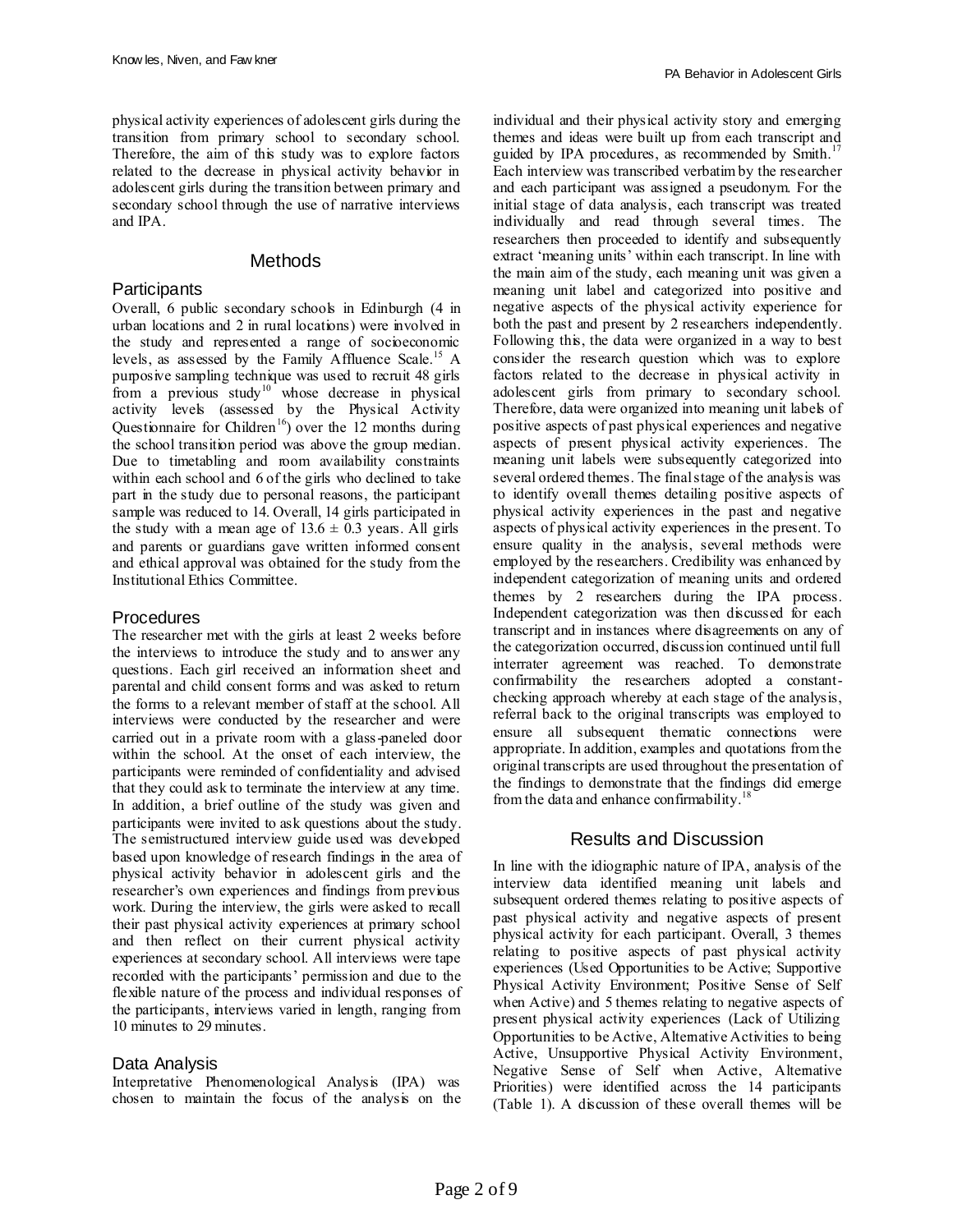physical activity experiences of adolescent girls during the transition from primary school to secondary school. Therefore, the aim of this study was to explore factors related to the decrease in physical activity behavior in adolescent girls during the transition between primary and secondary school through the use of narrative interviews and IPA.

## Methods

### Participants

Overall, 6 public secondary schools in Edinburgh (4 in urban locations and 2 in rural locations) were involved in the study and represented a range of socioeconomic levels, as assessed by the Family Affluence Scale.[15] A purposive sampling technique was used to recruit 48 girls from a previous study[10] whose decrease in physical activity levels (assessed by the Physical Activity Questionnaire for Children[16]) over the 12 months during the school transition period was above the group median. Due to timetabling and room availability constraints within each school and 6 of the girls who declined to take part in the study due to personal reasons, the participant sample was reduced to 14. Overall, 14 girls participated in the study with a mean age of 13.6 ± 0.3 years. All girls and parents or guardians gave written informed consent and ethical approval was obtained for the study from the Institutional Ethics Committee.

### Procedures

The researcher met with the girls at least 2 weeks before the interviews to introduce the study and to answer any questions. Each girl received an information sheet and parental and child consent forms and was asked to return the forms to a relevant member of staff at the school. All interviews were conducted by the researcher and were carried out in a private room with a glass-paneled door within the school. At the onset of each interview, the participants were reminded of confidentiality and advised that they could ask to terminate the interview at any time. In addition, a brief outline of the study was given and participants were invited to ask questions about the study. The semistructured interview guide used was developed based upon knowledge of research findings in the area of physical activity behavior in adolescent girls and the researcher's own experiences and findings from previous work. During the interview, the girls were asked to recall their past physical activity experiences at primary school and then reflect on their current physical activity experiences at secondary school. All interviews were tape recorded with the participants' permission and due to the flexible nature of the process and individual responses of the participants, interviews varied in length, ranging from 10 minutes to 29 minutes.

### Data Analysis

Interpretative Phenomenological Analysis (IPA) was chosen to maintain the focus of the analysis on the individual and their physical activity story and emerging themes and ideas were built up from each transcript and guided by IPA procedures, as recommended by Smith.[17] Each interview was transcribed verbatim by the researcher and each participant was assigned a pseudonym. For the initial stage of data analysis, each transcript was treated individually and read through several times. The researchers then proceeded to identify and subsequently extract 'meaning units' within each transcript. In line with the main aim of the study, each meaning unit was given a meaning unit label and categorized into positive and negative aspects of the physical activity experience for both the past and present by 2 researchers independently. Following this, the data were organized in a way to best consider the research question which was to explore factors related to the decrease in physical activity in adolescent girls from primary to secondary school. Therefore, data were organized into meaning unit labels of positive aspects of past physical experiences and negative aspects of present physical activity experiences. The meaning unit labels were subsequently categorized into several ordered themes. The final stage of the analysis was to identify overall themes detailing positive aspects of physical activity experiences in the past and negative aspects of physical activity experiences in the present. To ensure quality in the analysis, several methods were employed by the researchers. Credibility was enhanced by independent categorization of meaning units and ordered themes by 2 researchers during the IPA process. Independent categorization was then discussed for each transcript and in instances where disagreements on any of the categorization occurred, discussion continued until full interrater agreement was reached. To demonstrate confirmability the researchers adopted a constant-checking approach whereby at each stage of the analysis, referral back to the original transcripts was employed to ensure all subsequent thematic connections were appropriate. In addition, examples and quotations from the original transcripts are used throughout the presentation of the findings to demonstrate that the findings did emerge from the data and enhance confirmability.[18]

## Results and Discussion

In line with the idiographic nature of IPA, analysis of the interview data identified meaning unit labels and subsequent ordered themes relating to positive aspects of past physical activity and negative aspects of present physical activity for each participant. Overall, 3 themes relating to positive aspects of past physical activity experiences (Used Opportunities to be Active; Supportive Physical Activity Environment; Positive Sense of Self when Active) and 5 themes relating to negative aspects of present physical activity experiences (Lack of Utilizing Opportunities to be Active, Alternative Activities to being Active, Unsupportive Physical Activity Environment, Negative Sense of Self when Active, Alternative Priorities) were identified across the 14 participants (Table 1). A discussion of these overall themes will be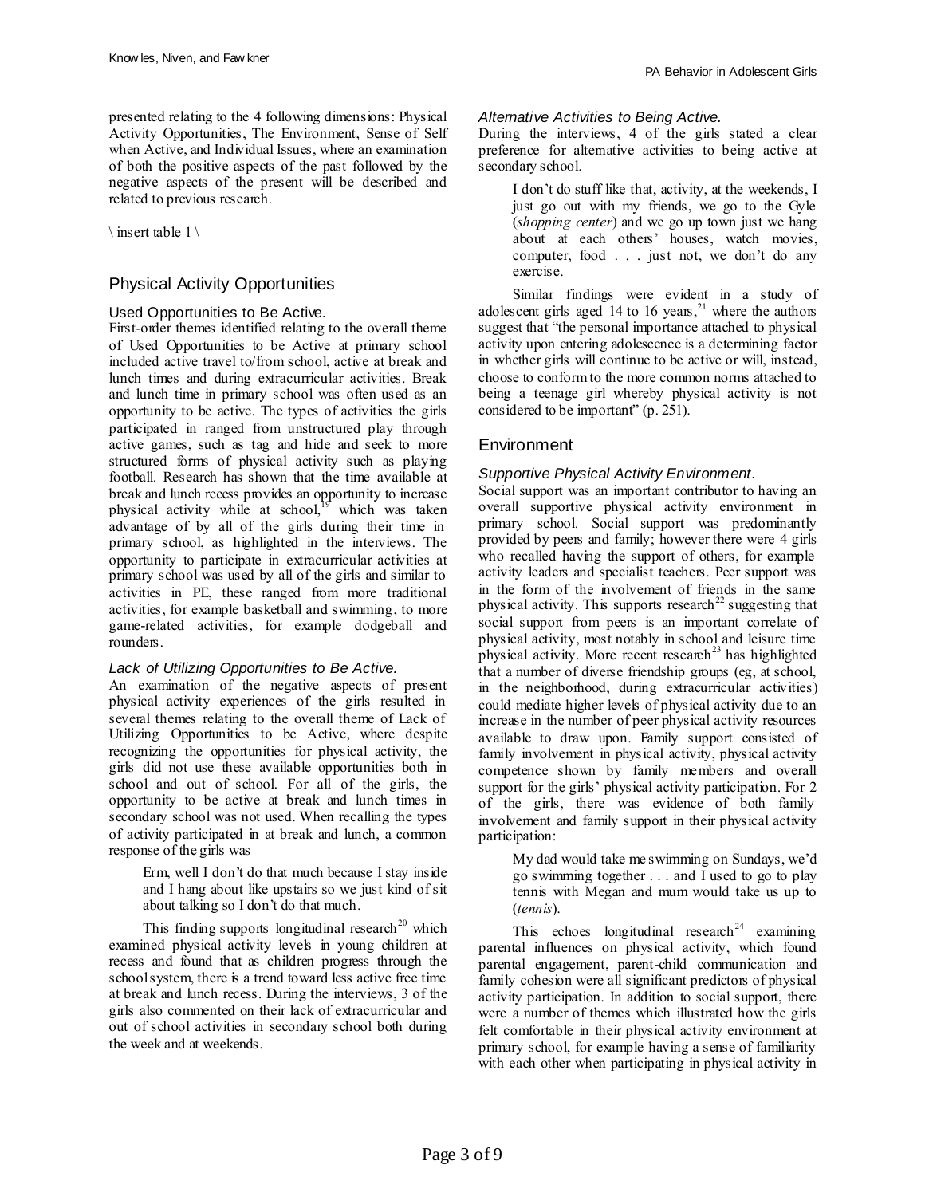presented relating to the 4 following dimensions: Physical Activity Opportunities, The Environment, Sense of Self when Active, and Individual Issues, where an examination of both the positive aspects of the past followed by the negative aspects of the present will be described and related to previous research.

\ insert table 1 \

## Physical Activity Opportunities

### Used Opportunities to Be Active.

First-order themes identified relating to the overall theme of Used Opportunities to be Active at primary school included active travel to/from school, active at break and lunch times and during extracurricular activities. Break and lunch time in primary school was often used as an opportunity to be active. The types of activities the girls participated in ranged from unstructured play through active games, such as tag and hide and seek to more structured forms of physical activity such as playing football. Research has shown that the time available at break and lunch recess provides an opportunity to increase physical activity while at school,[19] which was taken advantage of by all of the girls during their time in primary school, as highlighted in the interviews. The opportunity to participate in extracurricular activities at primary school was used by all of the girls and similar to activities in PE, these ranged from more traditional activities, for example basketball and swimming, to more game-related activities, for example dodgeball and rounders.

### *Lack of Utilizing Opportunities to Be Active.*

An examination of the negative aspects of present physical activity experiences of the girls resulted in several themes relating to the overall theme of Lack of Utilizing Opportunities to be Active, where despite recognizing the opportunities for physical activity, the girls did not use these available opportunities both in school and out of school. For all of the girls, the opportunity to be active at break and lunch times in secondary school was not used. When recalling the types of activity participated in at break and lunch, a common response of the girls was

> Erm, well I don't do that much because I stay inside and I hang about like upstairs so we just kind of sit about talking so I don't do that much.

This finding supports longitudinal research[20] which examined physical activity levels in young children at recess and found that as children progress through the school system, there is a trend toward less active free time at break and lunch recess. During the interviews, 3 of the girls also commented on their lack of extracurricular and out of school activities in secondary school both during the week and at weekends.

### *Alternative Activities to Being Active.*

During the interviews, 4 of the girls stated a clear preference for alternative activities to being active at secondary school.

> I don't do stuff like that, activity, at the weekends, I just go out with my friends, we go to the Gyle (*shopping center*) and we go up town just we hang about at each others' houses, watch movies, computer, food . . . just not, we don't do any exercise.

Similar findings were evident in a study of adolescent girls aged 14 to 16 years,[21] where the authors suggest that "the personal importance attached to physical activity upon entering adolescence is a determining factor in whether girls will continue to be active or will, instead, choose to conform to the more common norms attached to being a teenage girl whereby physical activity is not considered to be important" (p. 251).

## Environment

### *Supportive Physical Activity Environment.*

Social support was an important contributor to having an overall supportive physical activity environment in primary school. Social support was predominantly provided by peers and family; however there were 4 girls who recalled having the support of others, for example activity leaders and specialist teachers. Peer support was in the form of the involvement of friends in the same physical activity. This supports research[22] suggesting that social support from peers is an important correlate of physical activity, most notably in school and leisure time physical activity. More recent research[23] has highlighted that a number of diverse friendship groups (eg, at school, in the neighborhood, during extracurricular activities) could mediate higher levels of physical activity due to an increase in the number of peer physical activity resources available to draw upon. Family support consisted of family involvement in physical activity, physical activity competence shown by family members and overall support for the girls' physical activity participation. For 2 of the girls, there was evidence of both family involvement and family support in their physical activity participation:

> My dad would take me swimming on Sundays, we'd go swimming together . . . and I used to go to play tennis with Megan and mum would take us up to (*tennis*).

This echoes longitudinal research[24] examining parental influences on physical activity, which found parental engagement, parent-child communication and family cohesion were all significant predictors of physical activity participation. In addition to social support, there were a number of themes which illustrated how the girls felt comfortable in their physical activity environment at primary school, for example having a sense of familiarity with each other when participating in physical activity in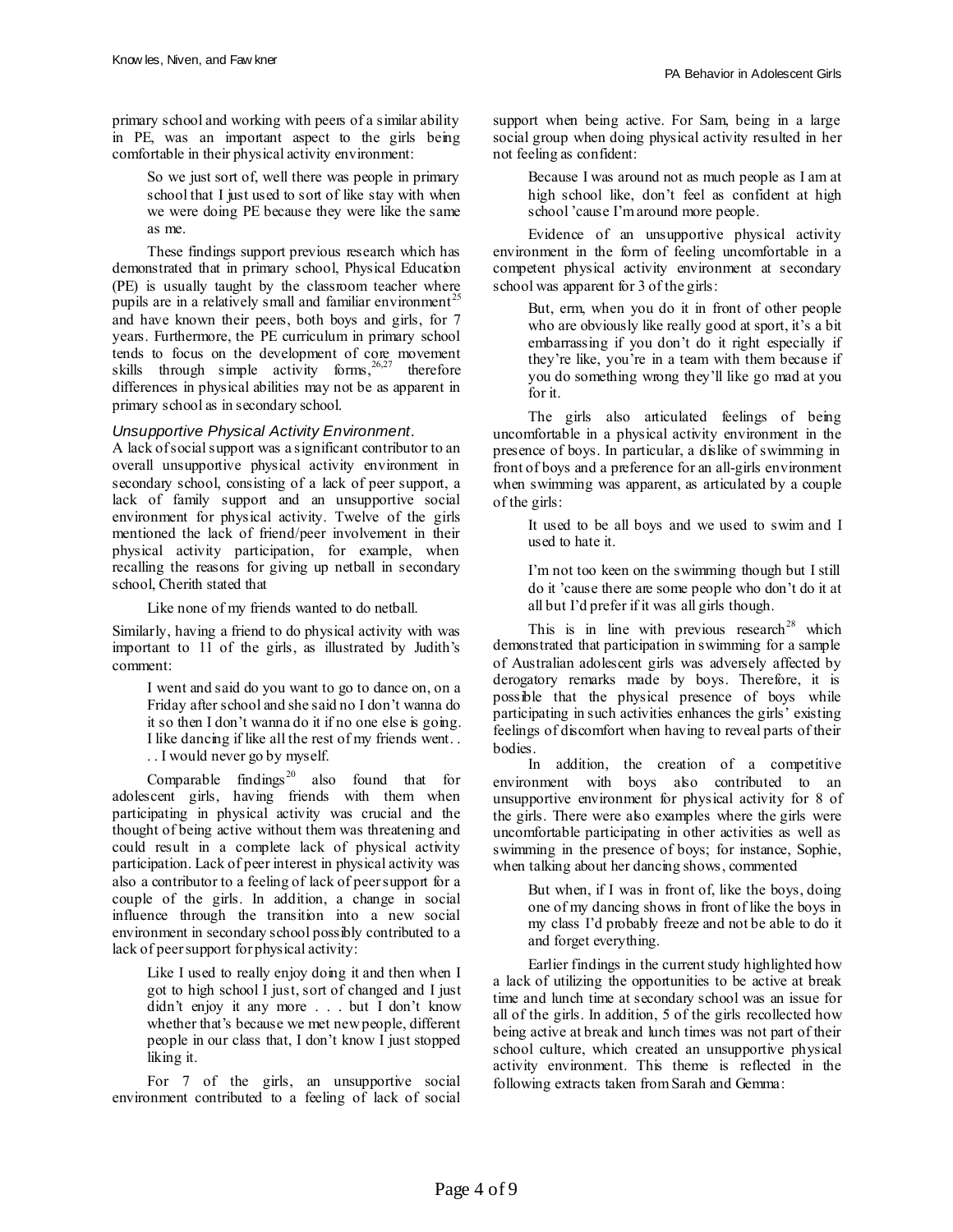primary school and working with peers of a similar ability in PE, was an important aspect to the girls being comfortable in their physical activity environment:

> So we just sort of, well there was people in primary school that I just used to sort of like stay with when we were doing PE because they were like the same as me.

These findings support previous research which has demonstrated that in primary school, Physical Education (PE) is usually taught by the classroom teacher where pupils are in a relatively small and familiar environment[25] and have known their peers, both boys and girls, for 7 years. Furthermore, the PE curriculum in primary school tends to focus on the development of core movement skills through simple activity forms,[26,27] therefore differences in physical abilities may not be as apparent in primary school as in secondary school.

### *Unsupportive Physical Activity Environment.*

A lack of social support was a significant contributor to an overall unsupportive physical activity environment in secondary school, consisting of a lack of peer support, a lack of family support and an unsupportive social environment for physical activity. Twelve of the girls mentioned the lack of friend/peer involvement in their physical activity participation, for example, when recalling the reasons for giving up netball in secondary school, Cherith stated that

> Like none of my friends wanted to do netball.

Similarly, having a friend to do physical activity with was important to 11 of the girls, as illustrated by Judith's comment:

> I went and said do you want to go to dance on, on a Friday after school and she said no I don't wanna do it so then I don't wanna do it if no one else is going. I like dancing if like all the rest of my friends went. . . . I would never go by myself.

Comparable findings[20] also found that for adolescent girls, having friends with them when participating in physical activity was crucial and the thought of being active without them was threatening and could result in a complete lack of physical activity participation. Lack of peer interest in physical activity was also a contributor to a feeling of lack of peer support for a couple of the girls. In addition, a change in social influence through the transition into a new social environment in secondary school possibly contributed to a lack of peer support for physical activity:

> Like I used to really enjoy doing it and then when I got to high school I just, sort of changed and I just didn't enjoy it any more . . . but I don't know whether that's because we met new people, different people in our class that, I don't know I just stopped liking it.

For 7 of the girls, an unsupportive social environment contributed to a feeling of lack of social support when being active. For Sam, being in a large social group when doing physical activity resulted in her not feeling as confident:

> Because I was around not as much people as I am at high school like, don't feel as confident at high school 'cause I'm around more people.

Evidence of an unsupportive physical activity environment in the form of feeling uncomfortable in a competent physical activity environment at secondary school was apparent for 3 of the girls:

> But, erm, when you do it in front of other people who are obviously like really good at sport, it's a bit embarrassing if you don't do it right especially if they're like, you're in a team with them because if you do something wrong they'll like go mad at you for it.

The girls also articulated feelings of being uncomfortable in a physical activity environment in the presence of boys. In particular, a dislike of swimming in front of boys and a preference for an all-girls environment when swimming was apparent, as articulated by a couple of the girls:

> It used to be all boys and we used to swim and I used to hate it.

> I'm not too keen on the swimming though but I still do it 'cause there are some people who don't do it at all but I'd prefer if it was all girls though.

This is in line with previous research[28] which demonstrated that participation in swimming for a sample of Australian adolescent girls was adversely affected by derogatory remarks made by boys. Therefore, it is possible that the physical presence of boys while participating in such activities enhances the girls' existing feelings of discomfort when having to reveal parts of their bodies.

In addition, the creation of a competitive environment with boys also contributed to an unsupportive environment for physical activity for 8 of the girls. There were also examples where the girls were uncomfortable participating in other activities as well as swimming in the presence of boys; for instance, Sophie, when talking about her dancing shows, commented

> But when, if I was in front of, like the boys, doing one of my dancing shows in front of like the boys in my class I'd probably freeze and not be able to do it and forget everything.

Earlier findings in the current study highlighted how a lack of utilizing the opportunities to be active at break time and lunch time at secondary school was an issue for all of the girls. In addition, 5 of the girls recollected how being active at break and lunch times was not part of their school culture, which created an unsupportive physical activity environment. This theme is reflected in the following extracts taken from Sarah and Gemma: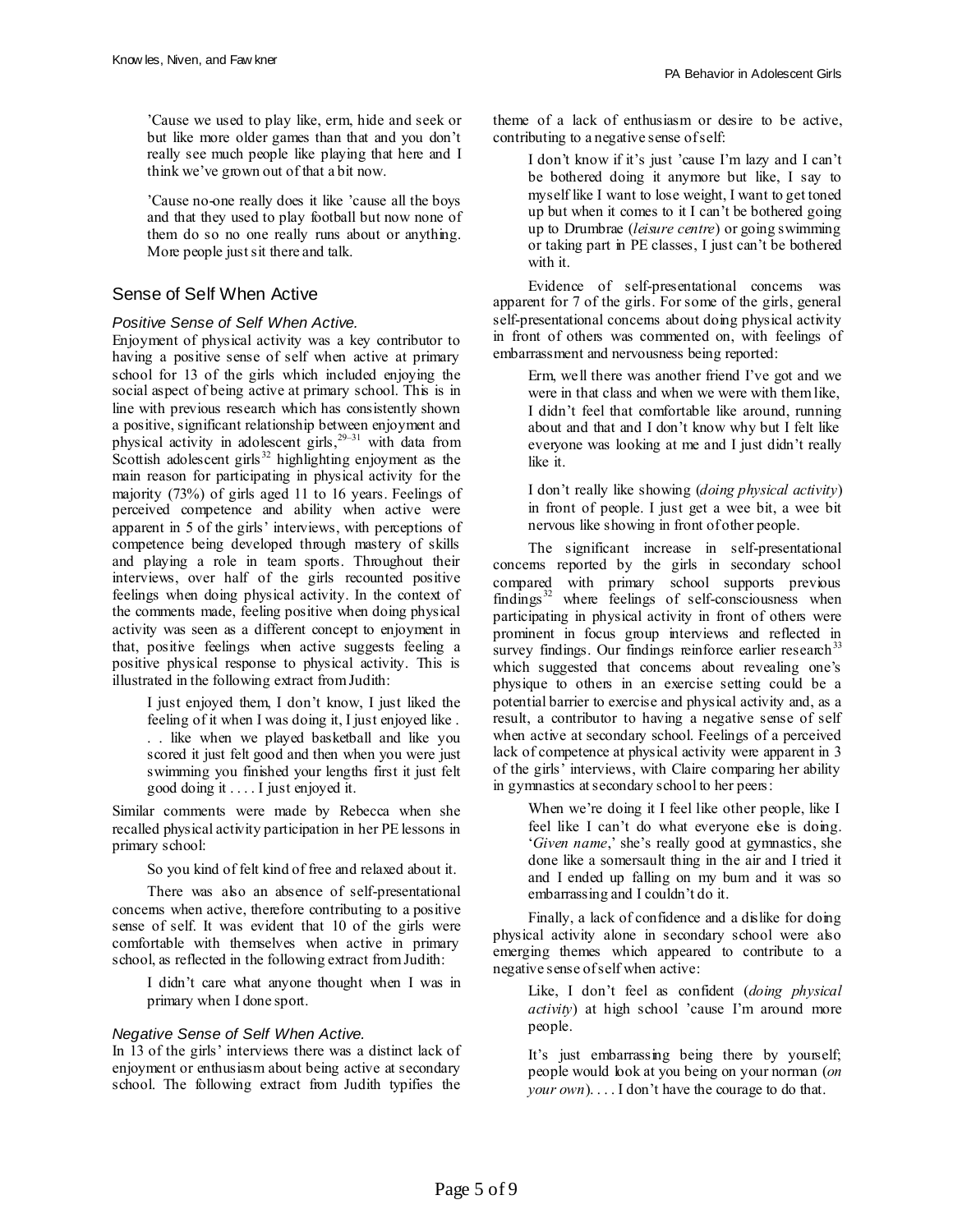> ’Cause we used to play like, erm, hide and seek or but like more older games than that and you don’t really see much people like playing that here and I think we’ve grown out of that a bit now.

> ’Cause no-one really does it like ’cause all the boys and that they used to play football but now none of them do so no one really runs about or anything. More people just sit there and talk.

## Sense of Self When Active

### *Positive Sense of Self When Active.*

Enjoyment of physical activity was a key contributor to having a positive sense of self when active at primary school for 13 of the girls which included enjoying the social aspect of being active at primary school. This is in line with previous research which has consistently shown a positive, significant relationship between enjoyment and physical activity in adolescent girls,[29–31] with data from Scottish adolescent girls[32] highlighting enjoyment as the main reason for participating in physical activity for the majority (73%) of girls aged 11 to 16 years. Feelings of perceived competence and ability when active were apparent in 5 of the girls’ interviews, with perceptions of competence being developed through mastery of skills and playing a role in team sports. Throughout their interviews, over half of the girls recounted positive feelings when doing physical activity. In the context of the comments made, feeling positive when doing physical activity was seen as a different concept to enjoyment in that, positive feelings when active suggests feeling a positive physical response to physical activity. This is illustrated in the following extract from Judith:

> I just enjoyed them, I don’t know, I just liked the feeling of it when I was doing it, I just enjoyed like . . . like when we played basketball and like you scored it just felt good and then when you were just swimming you finished your lengths first it just felt good doing it . . . . I just enjoyed it.

Similar comments were made by Rebecca when she recalled physical activity participation in her PE lessons in primary school:

> So you kind of felt kind of free and relaxed about it.

There was also an absence of self-presentational concerns when active, therefore contributing to a positive sense of self. It was evident that 10 of the girls were comfortable with themselves when active in primary school, as reflected in the following extract from Judith:

> I didn’t care what anyone thought when I was in primary when I done sport.

### *Negative Sense of Self When Active.*

In 13 of the girls’ interviews there was a distinct lack of enjoyment or enthusiasm about being active at secondary school. The following extract from Judith typifies the theme of a lack of enthusiasm or desire to be active, contributing to a negative sense of self:

> I don’t know if it’s just ’cause I’m lazy and I can’t be bothered doing it anymore but like, I say to myself like I want to lose weight, I want to get toned up but when it comes to it I can’t be bothered going up to Drumbrae (*leisure centre*) or going swimming or taking part in PE classes, I just can’t be bothered with it.

Evidence of self-presentational concerns was apparent for 7 of the girls. For some of the girls, general self-presentational concerns about doing physical activity in front of others was commented on, with feelings of embarrassment and nervousness being reported:

> Erm, well there was another friend I’ve got and we were in that class and when we were with them like, I didn’t feel that comfortable like around, running about and that and I don’t know why but I felt like everyone was looking at me and I just didn’t really like it.

> I don’t really like showing (*doing physical activity*) in front of people. I just get a wee bit, a wee bit nervous like showing in front of other people.

The significant increase in self-presentational concerns reported by the girls in secondary school compared with primary school supports previous findings[32] where feelings of self-consciousness when participating in physical activity in front of others were prominent in focus group interviews and reflected in survey findings. Our findings reinforce earlier research[33] which suggested that concerns about revealing one’s physique to others in an exercise setting could be a potential barrier to exercise and physical activity and, as a result, a contributor to having a negative sense of self when active at secondary school. Feelings of a perceived lack of competence at physical activity were apparent in 3 of the girls’ interviews, with Claire comparing her ability in gymnastics at secondary school to her peers:

> When we’re doing it I feel like other people, like I feel like I can’t do what everyone else is doing. ‘*Given name*,’ she’s really good at gymnastics, she done like a somersault thing in the air and I tried it and I ended up falling on my bum and it was so embarrassing and I couldn’t do it.

Finally, a lack of confidence and a dislike for doing physical activity alone in secondary school were also emerging themes which appeared to contribute to a negative sense of self when active:

> Like, I don’t feel as confident (*doing physical activity*) at high school ’cause I’m around more people.

> It’s just embarrassing being there by yourself; people would look at you being on your norman (*on your own*). . . . I don’t have the courage to do that.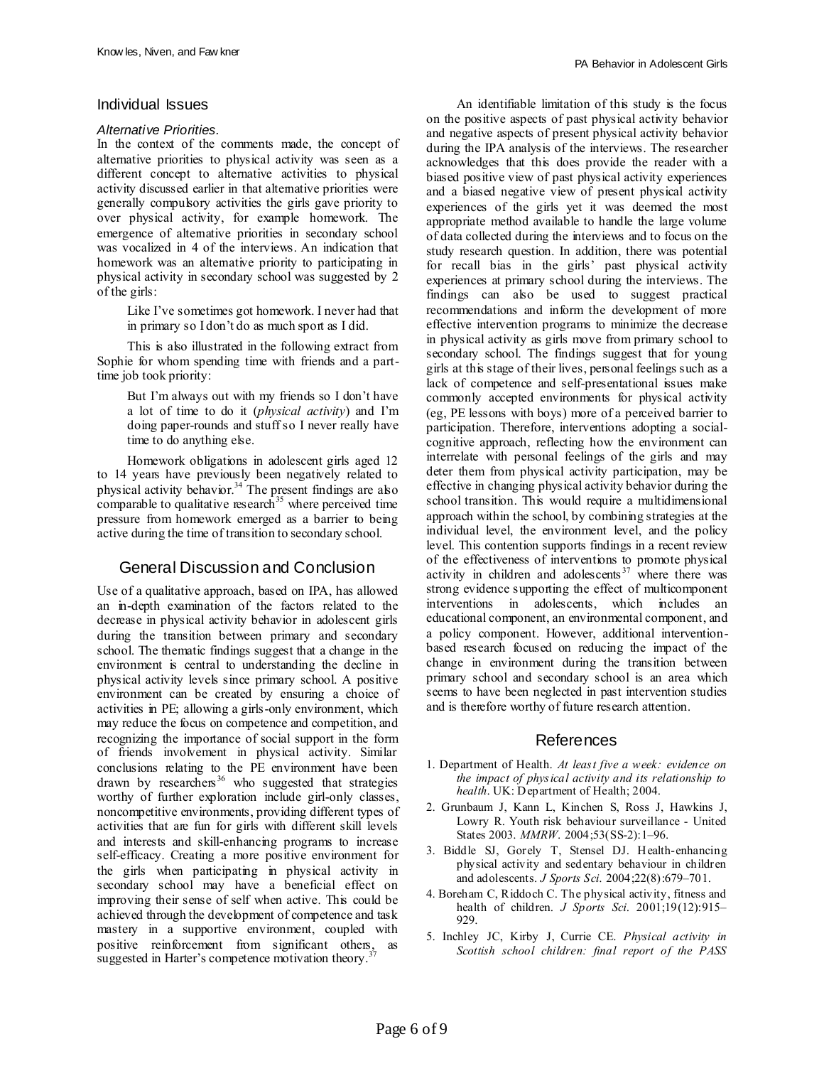## Individual Issues

### *Alternative Priorities.*

In the context of the comments made, the concept of alternative priorities to physical activity was seen as a different concept to alternative activities to physical activity discussed earlier in that alternative priorities were generally compulsory activities the girls gave priority to over physical activity, for example homework. The emergence of alternative priorities in secondary school was vocalized in 4 of the interviews. An indication that homework was an alternative priority to participating in physical activity in secondary school was suggested by 2 of the girls:

> Like I've sometimes got homework. I never had that in primary so I don't do as much sport as I did.

This is also illustrated in the following extract from Sophie for whom spending time with friends and a part-time job took priority:

> But I'm always out with my friends so I don't have a lot of time to do it (*physical activity*) and I'm doing paper-rounds and stuff so I never really have time to do anything else.

Homework obligations in adolescent girls aged 12 to 14 years have previously been negatively related to physical activity behavior.[34] The present findings are also comparable to qualitative research[35] where perceived time pressure from homework emerged as a barrier to being active during the time of transition to secondary school.

## General Discussion and Conclusion

Use of a qualitative approach, based on IPA, has allowed an in-depth examination of the factors related to the decrease in physical activity behavior in adolescent girls during the transition between primary and secondary school. The thematic findings suggest that a change in the environment is central to understanding the decline in physical activity levels since primary school. A positive environment can be created by ensuring a choice of activities in PE; allowing a girls-only environment, which may reduce the focus on competence and competition, and recognizing the importance of social support in the form of friends involvement in physical activity. Similar conclusions relating to the PE environment have been drawn by researchers[36] who suggested that strategies worthy of further exploration include girl-only classes, noncompetitive environments, providing different types of activities that are fun for girls with different skill levels and interests and skill-enhancing programs to increase self-efficacy. Creating a more positive environment for the girls when participating in physical activity in secondary school may have a beneficial effect on improving their sense of self when active. This could be achieved through the development of competence and task mastery in a supportive environment, coupled with positive reinforcement from significant others, as suggested in Harter's competence motivation theory.[37]

An identifiable limitation of this study is the focus on the positive aspects of past physical activity behavior and negative aspects of present physical activity behavior during the IPA analysis of the interviews. The researcher acknowledges that this does provide the reader with a biased positive view of past physical activity experiences and a biased negative view of present physical activity experiences of the girls yet it was deemed the most appropriate method available to handle the large volume of data collected during the interviews and to focus on the study research question. In addition, there was potential for recall bias in the girls' past physical activity experiences at primary school during the interviews. The findings can also be used to suggest practical recommendations and inform the development of more effective intervention programs to minimize the decrease in physical activity as girls move from primary school to secondary school. The findings suggest that for young girls at this stage of their lives, personal feelings such as a lack of competence and self-presentational issues make commonly accepted environments for physical activity (eg, PE lessons with boys) more of a perceived barrier to participation. Therefore, interventions adopting a social-cognitive approach, reflecting how the environment can interrelate with personal feelings of the girls and may deter them from physical activity participation, may be effective in changing physical activity behavior during the school transition. This would require a multidimensional approach within the school, by combining strategies at the individual level, the environment level, and the policy level. This contention supports findings in a recent review of the effectiveness of interventions to promote physical activity in children and adolescents[37] where there was strong evidence supporting the effect of multicomponent interventions in adolescents, which includes an educational component, an environmental component, and a policy component. However, additional intervention-based research focused on reducing the impact of the change in environment during the transition between primary school and secondary school is an area which seems to have been neglected in past intervention studies and is therefore worthy of future research attention.

## References

1. Department of Health. *At least five a week: evidence on the impact of physical activity and its relationship to health*. UK: Department of Health; 2004.
2. Grunbaum J, Kann L, Kinchen S, Ross J, Hawkins J, Lowry R. Youth risk behaviour surveillance - United States 2003. *MMRW*. 2004;53(SS-2):1–96.
3. Biddle SJ, Gorely T, Stensel DJ. Health-enhancing physical activity and sedentary behaviour in children and adolescents. *J Sports Sci*. 2004;22(8):679–701.
4. Boreham C, Riddoch C. The physical activity, fitness and health of children. *J Sports Sci*. 2001;19(12):915–929.
5. Inchley JC, Kirby J, Currie CE. *Physical activity in Scottish school children: final report of the PASS*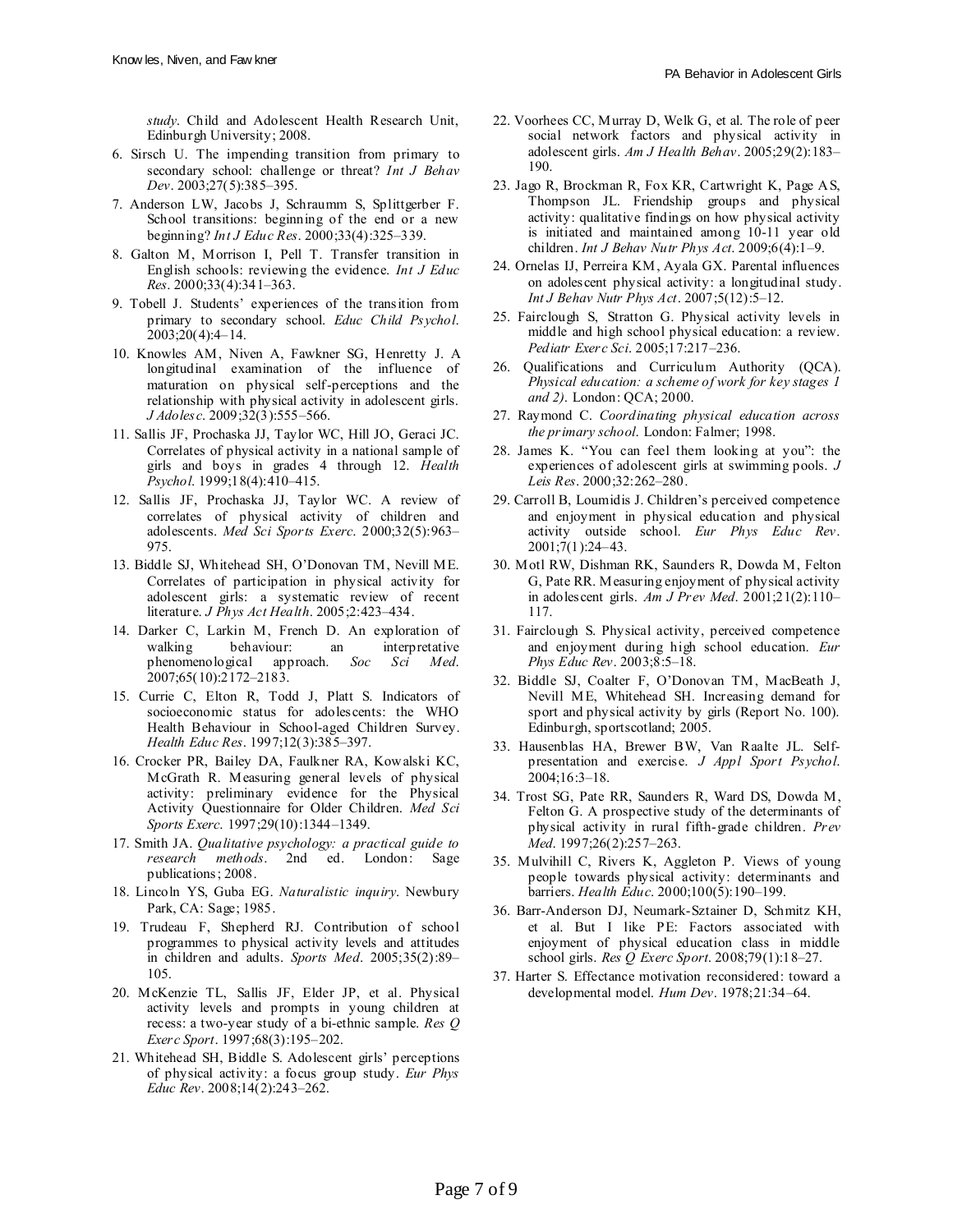*study*. Child and Adolescent Health Research Unit, Edinburgh University; 2008.

6. Sirsch U. The impending transition from primary to secondary school: challenge or threat? *Int J Behav Dev*. 2003;27(5):385–395.
7. Anderson LW, Jacobs J, Schraumm S, Splittgerber F. School transitions: beginning of the end or a new beginning? *Int J Educ Res*. 2000;33(4):325–339.
8. Galton M, Morrison I, Pell T. Transfer transition in English schools: reviewing the evidence. *Int J Educ Res*. 2000;33(4):341–363.
9. Tobell J. Students' experiences of the transition from primary to secondary school. *Educ Child Psychol*. 2003;20(4):4–14.
10. Knowles AM, Niven A, Fawkner SG, Henretty J. A longitudinal examination of the influence of maturation on physical self-perceptions and the relationship with physical activity in adolescent girls. *J Adolesc*. 2009;32(3):555–566.
11. Sallis JF, Prochaska JJ, Taylor WC, Hill JO, Geraci JC. Correlates of physical activity in a national sample of girls and boys in grades 4 through 12. *Health Psychol*. 1999;18(4):410–415.
12. Sallis JF, Prochaska JJ, Taylor WC. A review of correlates of physical activity of children and adolescents. *Med Sci Sports Exerc*. 2000;32(5):963–975.
13. Biddle SJ, Whitehead SH, O'Donovan TM, Nevill ME. Correlates of participation in physical activity for adolescent girls: a systematic review of recent literature. *J Phys Act Health*. 2005;2:423–434.
14. Darker C, Larkin M, French D. An exploration of walking behaviour: an interpretative phenomenological approach. *Soc Sci Med*. 2007;65(10):2172–2183.
15. Currie C, Elton R, Todd J, Platt S. Indicators of socioeconomic status for adolescents: the WHO Health Behaviour in School-aged Children Survey. *Health Educ Res*. 1997;12(3):385–397.
16. Crocker PR, Bailey DA, Faulkner RA, Kowalski KC, McGrath R. Measuring general levels of physical activity: preliminary evidence for the Physical Activity Questionnaire for Older Children. *Med Sci Sports Exerc*. 1997;29(10):1344–1349.
17. Smith JA. *Qualitative psychology: a practical guide to research methods*. 2nd ed. London: Sage publications; 2008.
18. Lincoln YS, Guba EG. *Naturalistic inquiry*. Newbury Park, CA: Sage; 1985.
19. Trudeau F, Shepherd RJ. Contribution of school programmes to physical activity levels and attitudes in children and adults. *Sports Med*. 2005;35(2):89–105.
20. McKenzie TL, Sallis JF, Elder JP, et al. Physical activity levels and prompts in young children at recess: a two-year study of a bi-ethnic sample. *Res Q Exerc Sport*. 1997;68(3):195–202.
21. Whitehead SH, Biddle S. Adolescent girls' perceptions of physical activity: a focus group study. *Eur Phys Educ Rev*. 2008;14(2):243–262.
22. Voorhees CC, Murray D, Welk G, et al. The role of peer social network factors and physical activity in adolescent girls. *Am J Health Behav*. 2005;29(2):183–190.
23. Jago R, Brockman R, Fox KR, Cartwright K, Page AS, Thompson JL. Friendship groups and physical activity: qualitative findings on how physical activity is initiated and maintained among 10-11 year old children. *Int J Behav Nutr Phys Act*. 2009;6(4):1–9.
24. Ornelas IJ, Perreira KM, Ayala GX. Parental influences on adolescent physical activity: a longitudinal study. *Int J Behav Nutr Phys Act*. 2007;5(12):5–12.
25. Fairclough S, Stratton G. Physical activity levels in middle and high school physical education: a review. *Pediatr Exerc Sci*. 2005;17:217–236.
26. Qualifications and Curriculum Authority (QCA). *Physical education: a scheme of work for key stages 1 and 2)*. London: QCA; 2000.
27. Raymond C. *Coordinating physical education across the primary school*. London: Falmer; 1998.
28. James K. "You can feel them looking at you": the experiences of adolescent girls at swimming pools. *J Leis Res*. 2000;32:262–280.
29. Carroll B, Loumidis J. Children's perceived competence and enjoyment in physical education and physical activity outside school. *Eur Phys Educ Rev*. 2001;7(1):24–43.
30. Motl RW, Dishman RK, Saunders R, Dowda M, Felton G, Pate RR. Measuring enjoyment of physical activity in adolescent girls. *Am J Prev Med*. 2001;21(2):110–117.
31. Fairclough S. Physical activity, perceived competence and enjoyment during high school education. *Eur Phys Educ Rev*. 2003;8:5–18.
32. Biddle SJ, Coalter F, O'Donovan TM, MacBeath J, Nevill ME, Whitehead SH. Increasing demand for sport and physical activity by girls (Report No. 100). Edinburgh, sportscotland; 2005.
33. Hausenblas HA, Brewer BW, Van Raalte JL. Self-presentation and exercise. *J Appl Sport Psychol*. 2004;16:3–18.
34. Trost SG, Pate RR, Saunders R, Ward DS, Dowda M, Felton G. A prospective study of the determinants of physical activity in rural fifth-grade children. *Prev Med*. 1997;26(2):257–263.
35. Mulvihill C, Rivers K, Aggleton P. Views of young people towards physical activity: determinants and barriers. *Health Educ*. 2000;100(5):190–199.
36. Barr-Anderson DJ, Neumark-Sztainer D, Schmitz KH, et al. But I like PE: Factors associated with enjoyment of physical education class in middle school girls. *Res Q Exerc Sport*. 2008;79(1):18–27.
37. Harter S. Effectance motivation reconsidered: toward a developmental model. *Hum Dev*. 1978;21:34–64.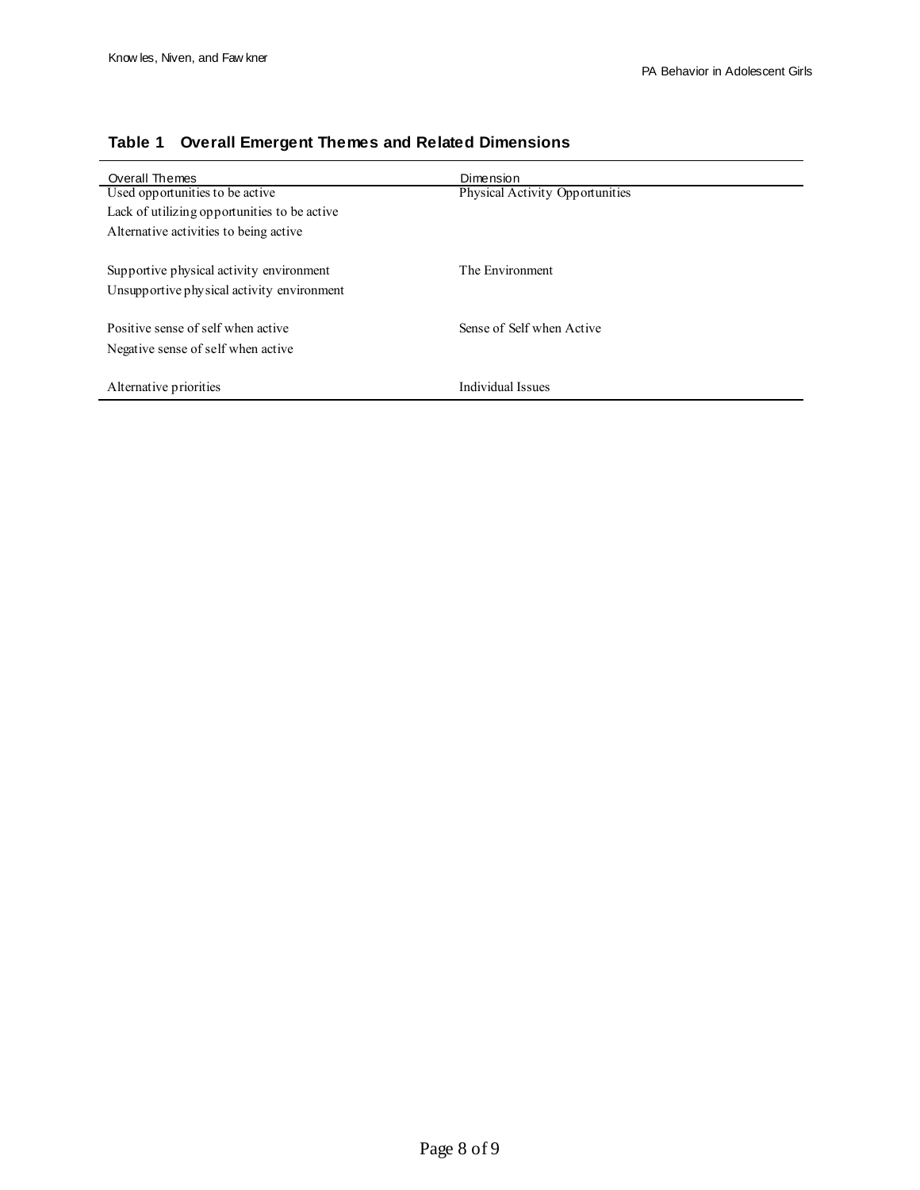**Table 1 Overall Emergent Themes and Related Dimensions**

| Overall Themes | Dimension |
|---|---|
| Used opportunities to be active | Physical Activity Opportunities |
| Lack of utilizing opportunities to be active | |
| Alternative activities to being active | |
| Supportive physical activity environment | The Environment |
| Unsupportive physical activity environment | |
| Positive sense of self when active | Sense of Self when Active |
| Negative sense of self when active | |
| Alternative priorities | Individual Issues |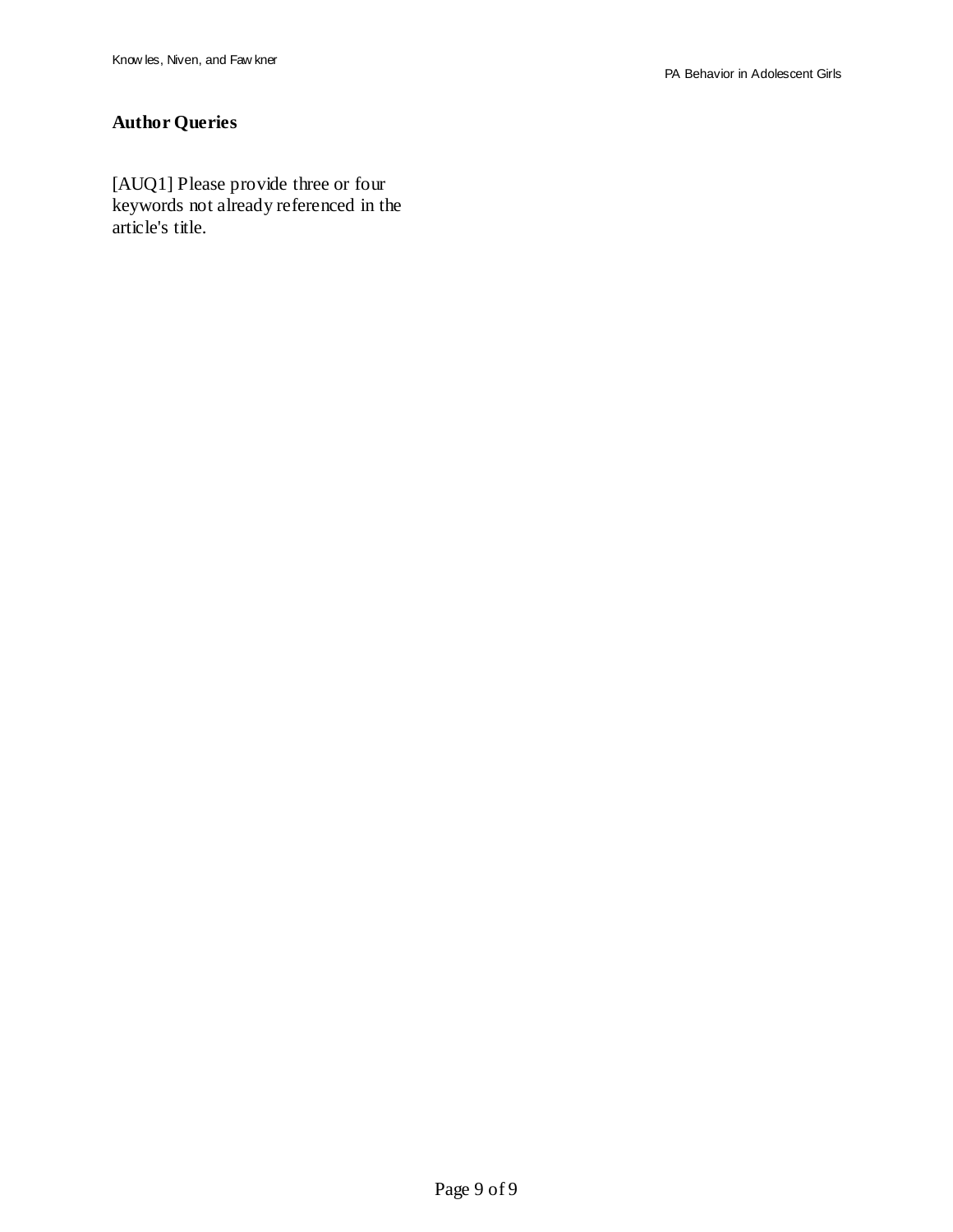## Author Queries

[AUQ1] Please provide three or four keywords not already referenced in the article's title.